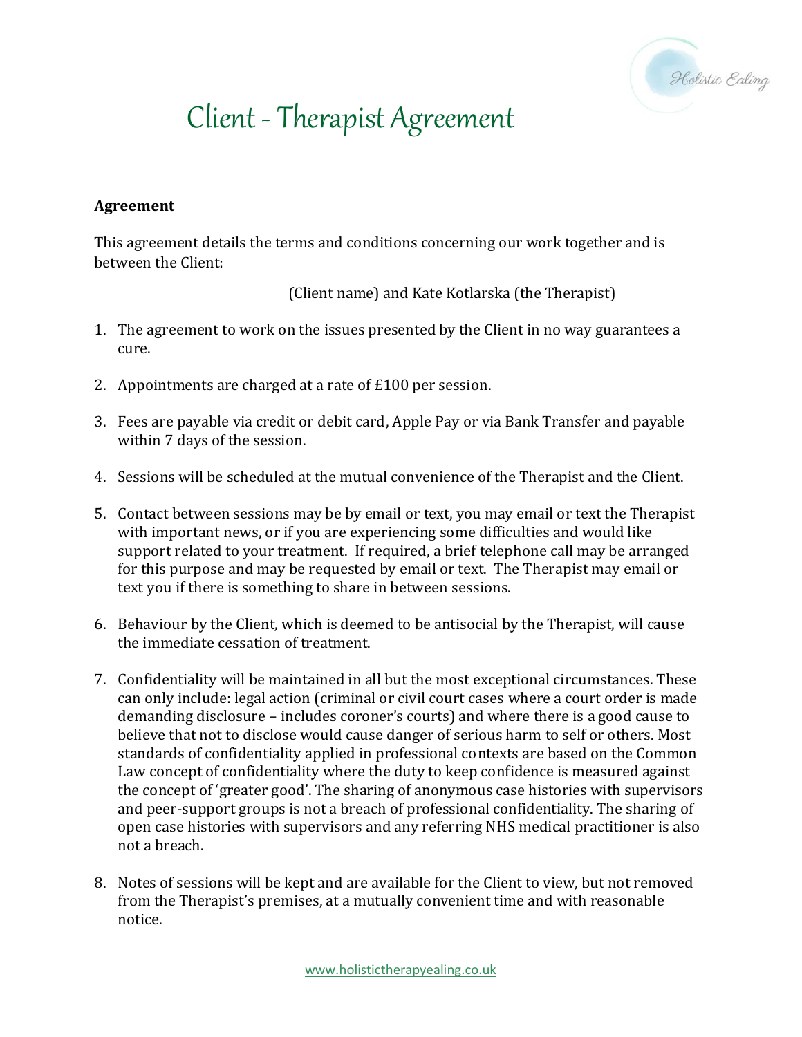# Client - Therapist Agreement

**Agreement**

This agreement details the terms and conditions concerning our work together and is between the Client:

(Client name) and Kate Kotlarska (the Therapist)

1. The agreement to work on the issues presented by the Client in no way guarantees a cure.

2. Appointments are charged at a rate of £100 per session.

3. Fees are payable via credit or debit card, Apple Pay or via Bank Transfer and payable within 7 days of the session.

4. Sessions will be scheduled at the mutual convenience of the Therapist and the Client.

5. Contact between sessions may be by email or text, you may email or text the Therapist with important news, or if you are experiencing some difficulties and would like support related to your treatment. If required, a brief telephone call may be arranged for this purpose and may be requested by email or text. The Therapist may email or text you if there is something to share in between sessions.

6. Behaviour by the Client, which is deemed to be antisocial by the Therapist, will cause the immediate cessation of treatment.

7. Confidentiality will be maintained in all but the most exceptional circumstances. These can only include: legal action (criminal or civil court cases where a court order is made demanding disclosure – includes coroner's courts) and where there is a good cause to believe that not to disclose would cause danger of serious harm to self or others. Most standards of confidentiality applied in professional contexts are based on the Common Law concept of confidentiality where the duty to keep confidence is measured against the concept of 'greater good'. The sharing of anonymous case histories with supervisors and peer-support groups is not a breach of professional confidentiality. The sharing of open case histories with supervisors and any referring NHS medical practitioner is also not a breach.

8. Notes of sessions will be kept and are available for the Client to view, but not removed from the Therapist's premises, at a mutually convenient time and with reasonable notice.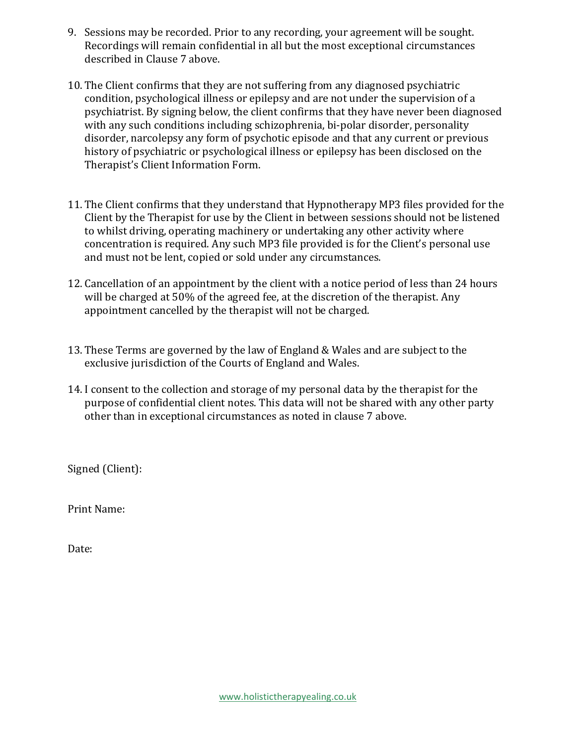9. Sessions may be recorded. Prior to any recording, your agreement will be sought. Recordings will remain confidential in all but the most exceptional circumstances described in Clause 7 above.

10. The Client confirms that they are not suffering from any diagnosed psychiatric condition, psychological illness or epilepsy and are not under the supervision of a psychiatrist. By signing below, the client confirms that they have never been diagnosed with any such conditions including schizophrenia, bi-polar disorder, personality disorder, narcolepsy any form of psychotic episode and that any current or previous history of psychiatric or psychological illness or epilepsy has been disclosed on the Therapist's Client Information Form.

11. The Client confirms that they understand that Hypnotherapy MP3 files provided for the Client by the Therapist for use by the Client in between sessions should not be listened to whilst driving, operating machinery or undertaking any other activity where concentration is required. Any such MP3 file provided is for the Client's personal use and must not be lent, copied or sold under any circumstances.

12. Cancellation of an appointment by the client with a notice period of less than 24 hours will be charged at 50% of the agreed fee, at the discretion of the therapist. Any appointment cancelled by the therapist will not be charged.

13. These Terms are governed by the law of England & Wales and are subject to the exclusive jurisdiction of the Courts of England and Wales.

14. I consent to the collection and storage of my personal data by the therapist for the purpose of confidential client notes. This data will not be shared with any other party other than in exceptional circumstances as noted in clause 7 above.

Signed (Client):

Print Name:

Date:

www.holistictherapyealing.co.uk